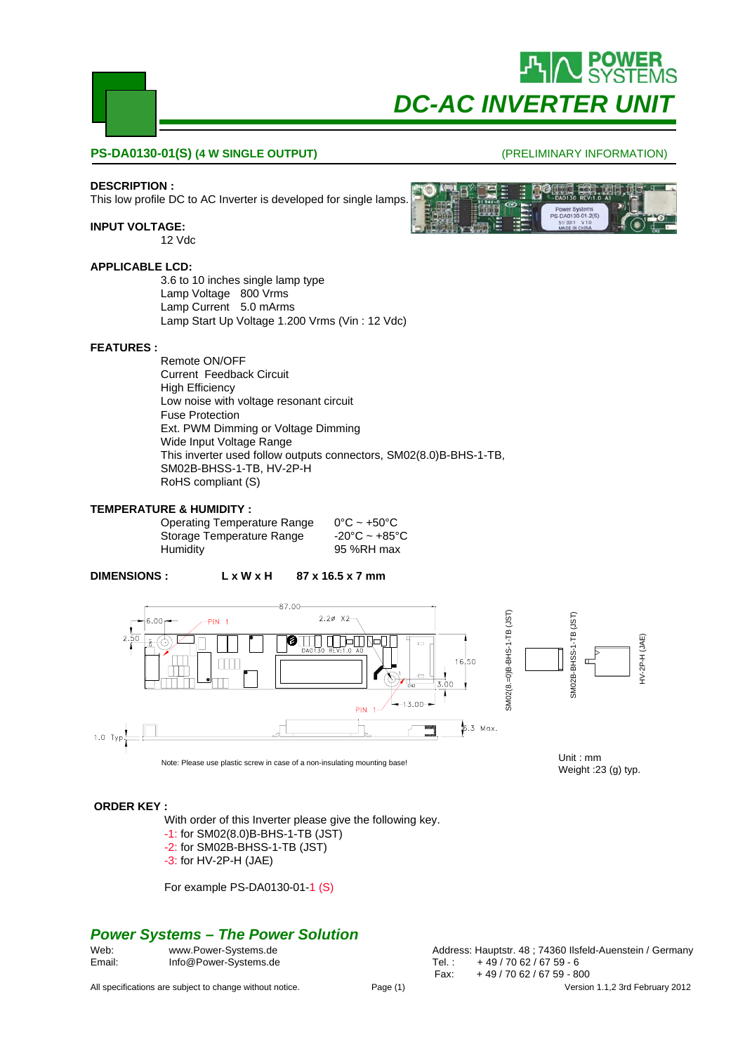# DC-AC INVERTER UNIT

## PS-DA0130-01(S) (4 W SINGLE OUTPUT)

(PRELIMINARY INFORMATION)

**DESCRIPTION :**

This low profile DC to AC Inverter is developed for single lamps.

**INPUT VOLTAGE:**

12 Vdc

**APPLICABLE LCD:**

3.6 to 10 inches single lamp type
Lamp Voltage 800 Vrms
Lamp Current 5.0 mArms
Lamp Start Up Voltage 1.200 Vrms (Vin : 12 Vdc)

**FEATURES :**

Remote ON/OFF
Current Feedback Circuit
High Efficiency
Low noise with voltage resonant circuit
Fuse Protection
Ext. PWM Dimming or Voltage Dimming
Wide Input Voltage Range
This inverter used follow outputs connectors, SM02(8.0)B-BHS-1-TB, SM02B-BHSS-1-TB, HV-2P-H
RoHS compliant (S)

**TEMPERATURE & HUMIDITY :**

| | |
|---|---|
| Operating Temperature Range | 0°C ~ +50°C |
| Storage Temperature Range | -20°C ~ +85°C |
| Humidity | 95 %RH max |

**DIMENSIONS :** **L x W x H** **87 x 16.5 x 7 mm**

Note: Please use plastic screw in case of a non-insulating mounting base!

Unit : mm
Weight :23 (g) typ.

**ORDER KEY :**

With order of this Inverter please give the following key.
-1: for SM02(8.0)B-BHS-1-TB (JST)
-2: for SM02B-BHSS-1-TB (JST)
-3: for HV-2P-H (JAE)

For example PS-DA0130-01-1 (S)

## *Power Systems – The Power Solution*

Web: www.Power-Systems.de
Email: Info@Power-Systems.de

Address: Hauptstr. 48 ; 74360 Ilsfeld-Auenstein / Germany
Tel. : + 49 / 70 62 / 67 59 - 6
Fax: + 49 / 70 62 / 67 59 - 800

All specifications are subject to change without notice.

Version 1.1,2 3rd February 2012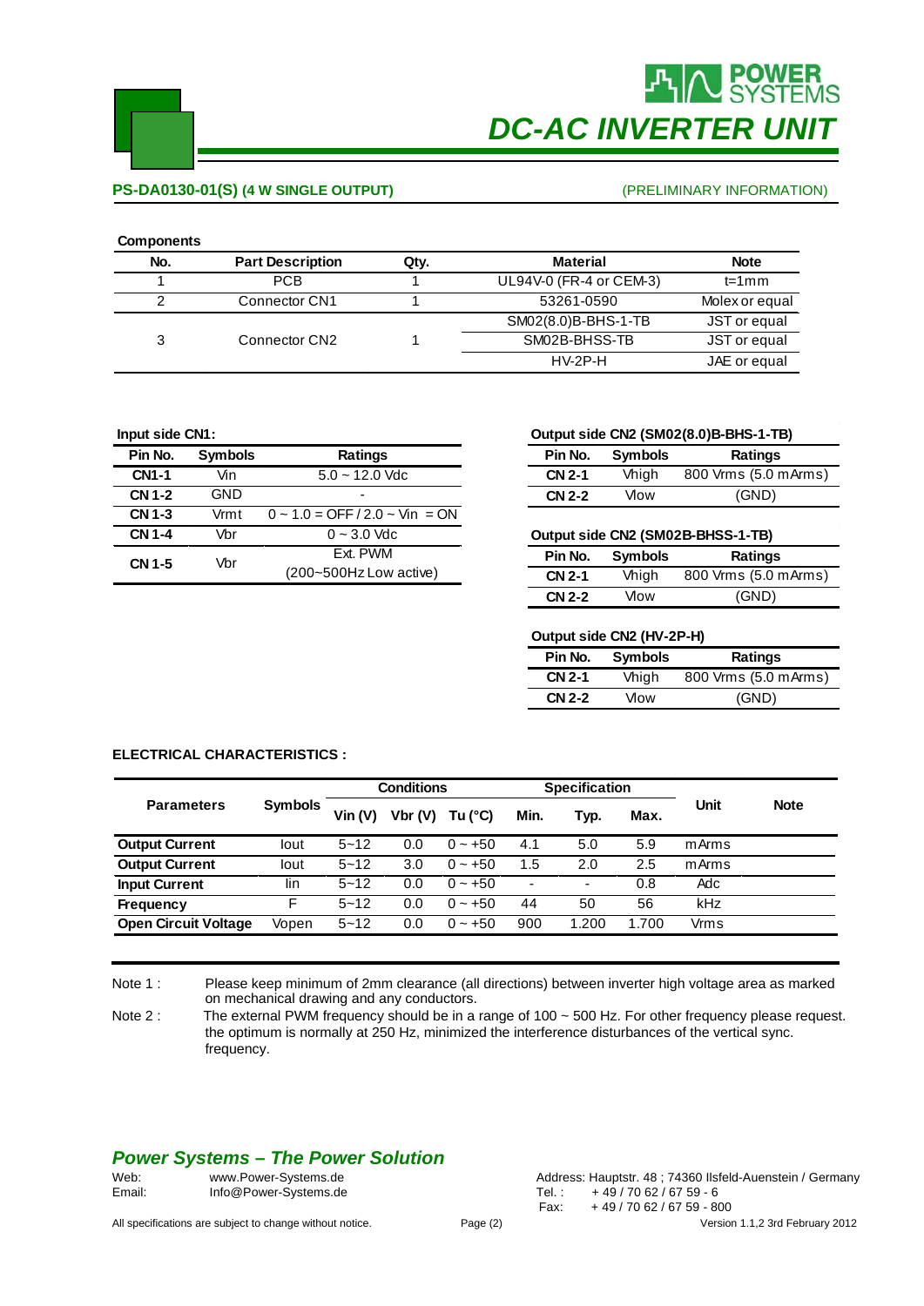# DC-AC INVERTER UNIT

**PS-DA0130-01(S) (4 W SINGLE OUTPUT)** (PRELIMINARY INFORMATION)

**Components**

| No. | Part Description | Qty. | Material | Note |
|---|---|---|---|---|
| 1 | PCB | 1 | UL94V-0 (FR-4 or CEM-3) | t=1mm |
| 2 | Connector CN1 | 1 | 53261-0590 | Molex or equal |
| 3 | Connector CN2 | 1 | SM02(8.0)B-BHS-1-TB | JST or equal |
| | | | SM02B-BHSS-TB | JST or equal |
| | | | HV-2P-H | JAE or equal |

**Input side CN1:**

| Pin No. | Symbols | Ratings |
|---|---|---|
| **CN1-1** | Vin | 5.0 ~ 12.0 Vdc |
| **CN 1-2** | GND | - |
| **CN 1-3** | Vrmt | 0 ~ 1.0 = OFF / 2.0 ~ Vin = ON |
| **CN 1-4** | Vbr | 0 ~ 3.0 Vdc |
| **CN 1-5** | Vbr | Ext. PWM (200~500Hz Low active) |

**Output side CN2 (SM02(8.0)B-BHS-1-TB)**

| Pin No. | Symbols | Ratings |
|---|---|---|
| **CN 2-1** | Vhigh | 800 Vrms (5.0 mArms) |
| **CN 2-2** | Vlow | (GND) |

**Output side CN2 (SM02B-BHSS-1-TB)**

| Pin No. | Symbols | Ratings |
|---|---|---|
| **CN 2-1** | Vhigh | 800 Vrms (5.0 mArms) |
| **CN 2-2** | Vlow | (GND) |

**Output side CN2 (HV-2P-H)**

| Pin No. | Symbols | Ratings |
|---|---|---|
| **CN 2-1** | Vhigh | 800 Vrms (5.0 mArms) |
| **CN 2-2** | Vlow | (GND) |

**ELECTRICAL CHARACTERISTICS :**

| Parameters | Symbols | Conditions | | | Specification | | | Unit | Note |
|---|---|---|---|---|---|---|---|---|---|
| | | Vin (V) | Vbr (V) | Tu (°C) | Min. | Typ. | Max. | | |
| **Output Current** | Iout | 5~12 | 0.0 | 0 ~ +50 | 4.1 | 5.0 | 5.9 | mArms | |
| **Output Current** | Iout | 5~12 | 3.0 | 0 ~ +50 | 1.5 | 2.0 | 2.5 | mArms | |
| **Input Current** | Iin | 5~12 | 0.0 | 0 ~ +50 | - | - | 0.8 | Adc | |
| **Frequency** | F | 5~12 | 0.0 | 0 ~ +50 | 44 | 50 | 56 | kHz | |
| **Open Circuit Voltage** | Vopen | 5~12 | 0.0 | 0 ~ +50 | 900 | 1.200 | 1.700 | Vrms | |

Note 1 : Please keep minimum of 2mm clearance (all directions) between inverter high voltage area as marked on mechanical drawing and any conductors.

Note 2 : The external PWM frequency should be in a range of 100 ~ 500 Hz. For other frequency please request. the optimum is normally at 250 Hz, minimized the interference disturbances of the vertical sync. frequency.

***Power Systems – The Power Solution***

Web: www.Power-Systems.de
Email: Info@Power-Systems.de

Address: Hauptstr. 48 ; 74360 Ilsfeld-Auenstein / Germany
Tel. : + 49 / 70 62 / 67 59 - 6
Fax: + 49 / 70 62 / 67 59 - 800

All specifications are subject to change without notice. Version 1.1,2 3rd February 2012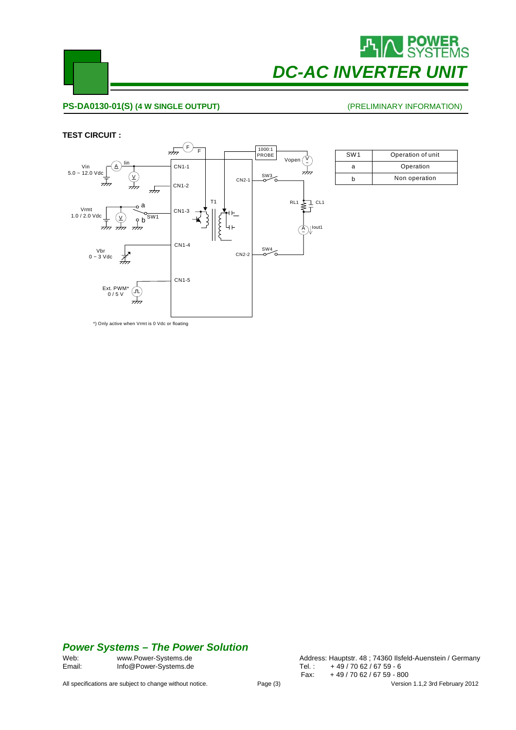**PS-DA0130-01(S) (4 W SINGLE OUTPUT)** (PRELIMINARY INFORMATION)

**TEST CIRCUIT :**

F
1000:1 PROBE
Vopen V
Vin 5.0 ~ 12.0 Vdc
A Iin
V
CN1-1
CN1-2
CN2-1
SW3
RL1 CL1
T1
Vrmt 1.0 / 2.0 Vdc
a
b SW1
V
CN1-3
A Iout1
Vbr 0 ~ 3 Vdc
CN1-4
CN2-2
SW4
Ext. PWM* 0 / 5 V
CN1-5

*) Only active when Vrmt is 0 Vdc or floating

| SW1 | Operation of unit |
|---|---|
| a | Operation |
| b | Non operation |

***Power Systems – The Power Solution***

Web: www.Power-Systems.de
Email: Info@Power-Systems.de

Address: Hauptstr. 48 ; 74360 Ilsfeld-Auenstein / Germany
Tel. : + 49 / 70 62 / 67 59 - 6
Fax: + 49 / 70 62 / 67 59 - 800

All specifications are subject to change without notice.
Version 1.1,2 3rd February 2012